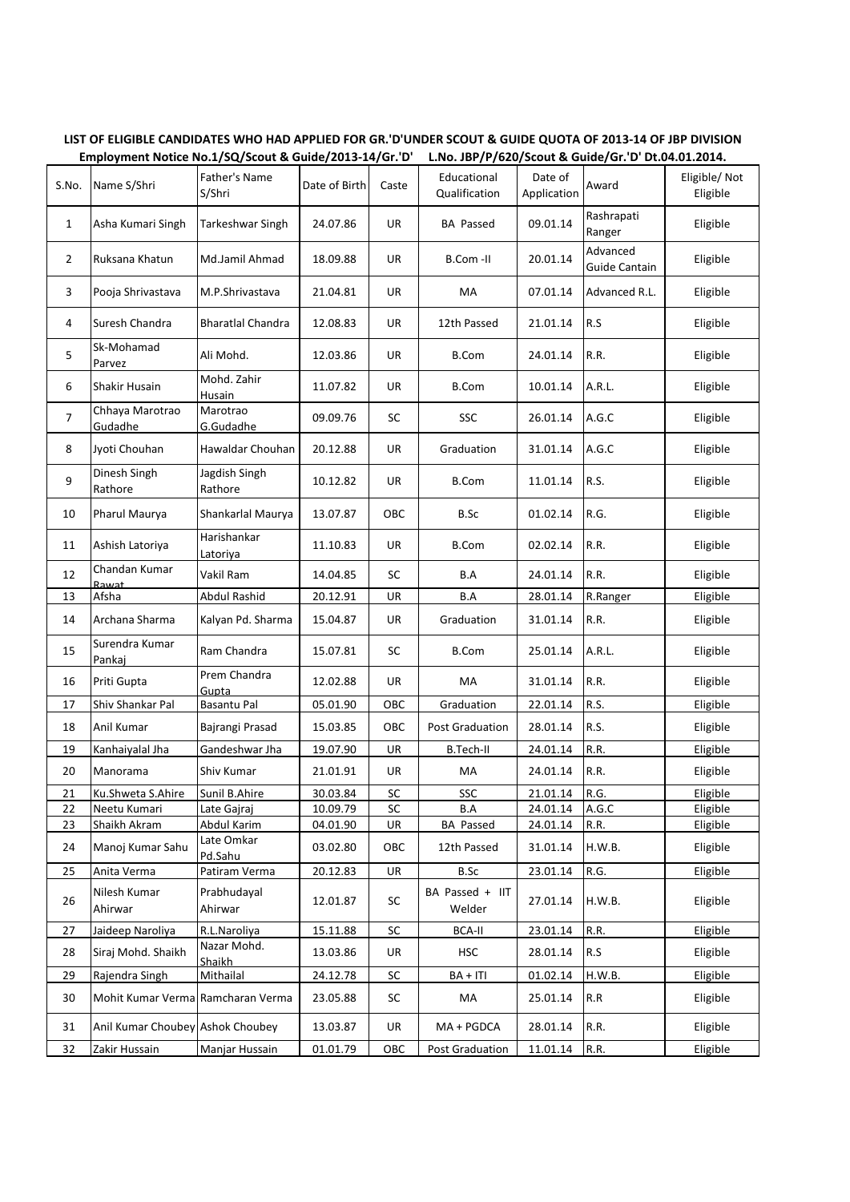**LIST OF ELIGIBLE CANDIDATES WHO HAD APPLIED FOR GR.'D'UNDER SCOUT & GUIDE QUOTA OF 2013-14 OF JBP DIVISION**

**Employment Notice No.1/SQ/Scout & Guide/2013-14/Gr.'D' L.No. JBP/P/620/Scout & Guide/Gr.'D' Dt.04.01.2014.**

| S.No. | Name S/Shri | Father's Name S/Shri | Date of Birth | Caste | Educational Qualification | Date of Application | Award | Eligible/ Not Eligible |
|---|---|---|---|---|---|---|---|---|
| 1 | Asha Kumari Singh | Tarkeshwar Singh | 24.07.86 | UR | BA Passed | 09.01.14 | Rashrapati Ranger | Eligible |
| 2 | Ruksana Khatun | Md.Jamil Ahmad | 18.09.88 | UR | B.Com -II | 20.01.14 | Advanced Guide Cantain | Eligible |
| 3 | Pooja Shrivastava | M.P.Shrivastava | 21.04.81 | UR | MA | 07.01.14 | Advanced R.L. | Eligible |
| 4 | Suresh Chandra | Bharatlal Chandra | 12.08.83 | UR | 12th Passed | 21.01.14 | R.S | Eligible |
| 5 | Sk-Mohamad Parvez | Ali Mohd. | 12.03.86 | UR | B.Com | 24.01.14 | R.R. | Eligible |
| 6 | Shakir Husain | Mohd. Zahir Husain | 11.07.82 | UR | B.Com | 10.01.14 | A.R.L. | Eligible |
| 7 | Chhaya Marotrao Gudadhe | Marotrao G.Gudadhe | 09.09.76 | SC | SSC | 26.01.14 | A.G.C | Eligible |
| 8 | Jyoti Chouhan | Hawaldar Chouhan | 20.12.88 | UR | Graduation | 31.01.14 | A.G.C | Eligible |
| 9 | Dinesh Singh Rathore | Jagdish Singh Rathore | 10.12.82 | UR | B.Com | 11.01.14 | R.S. | Eligible |
| 10 | Pharul Maurya | Shankarlal Maurya | 13.07.87 | OBC | B.Sc | 01.02.14 | R.G. | Eligible |
| 11 | Ashish Latoriya | Harishankar Latoriya | 11.10.83 | UR | B.Com | 02.02.14 | R.R. | Eligible |
| 12 | Chandan Kumar Rawat | Vakil Ram | 14.04.85 | SC | B.A | 24.01.14 | R.R. | Eligible |
| 13 | Afsha | Abdul Rashid | 20.12.91 | UR | B.A | 28.01.14 | R.Ranger | Eligible |
| 14 | Archana Sharma | Kalyan Pd. Sharma | 15.04.87 | UR | Graduation | 31.01.14 | R.R. | Eligible |
| 15 | Surendra Kumar Pankaj | Ram Chandra | 15.07.81 | SC | B.Com | 25.01.14 | A.R.L. | Eligible |
| 16 | Priti Gupta | Prem Chandra Gupta | 12.02.88 | UR | MA | 31.01.14 | R.R. | Eligible |
| 17 | Shiv Shankar Pal | Basantu Pal | 05.01.90 | OBC | Graduation | 22.01.14 | R.S. | Eligible |
| 18 | Anil Kumar | Bajrangi Prasad | 15.03.85 | OBC | Post Graduation | 28.01.14 | R.S. | Eligible |
| 19 | Kanhaiyalal Jha | Gandeshwar Jha | 19.07.90 | UR | B.Tech-II | 24.01.14 | R.R. | Eligible |
| 20 | Manorama | Shiv Kumar | 21.01.91 | UR | MA | 24.01.14 | R.R. | Eligible |
| 21 | Ku.Shweta S.Ahire | Sunil B.Ahire | 30.03.84 | SC | SSC | 21.01.14 | R.G. | Eligible |
| 22 | Neetu Kumari | Late Gajraj | 10.09.79 | SC | B.A | 24.01.14 | A.G.C | Eligible |
| 23 | Shaikh Akram | Abdul Karim | 04.01.90 | UR | BA Passed | 24.01.14 | R.R. | Eligible |
| 24 | Manoj Kumar Sahu | Late Omkar Pd.Sahu | 03.02.80 | OBC | 12th Passed | 31.01.14 | H.W.B. | Eligible |
| 25 | Anita Verma | Patiram Verma | 20.12.83 | UR | B.Sc | 23.01.14 | R.G. | Eligible |
| 26 | Nilesh Kumar Ahirwar | Prabhudayal Ahirwar | 12.01.87 | SC | BA Passed + IIT Welder | 27.01.14 | H.W.B. | Eligible |
| 27 | Jaideep Naroliya | R.L.Naroliya | 15.11.88 | SC | BCA-II | 23.01.14 | R.R. | Eligible |
| 28 | Siraj Mohd. Shaikh | Nazar Mohd. Shaikh | 13.03.86 | UR | HSC | 28.01.14 | R.S | Eligible |
| 29 | Rajendra Singh | Mithailal | 24.12.78 | SC | BA + ITI | 01.02.14 | H.W.B. | Eligible |
| 30 | Mohit Kumar Verma | Ramcharan Verma | 23.05.88 | SC | MA | 25.01.14 | R.R | Eligible |
| 31 | Anil Kumar Choubey | Ashok Choubey | 13.03.87 | UR | MA + PGDCA | 28.01.14 | R.R. | Eligible |
| 32 | Zakir Hussain | Manjar Hussain | 01.01.79 | OBC | Post Graduation | 11.01.14 | R.R. | Eligible |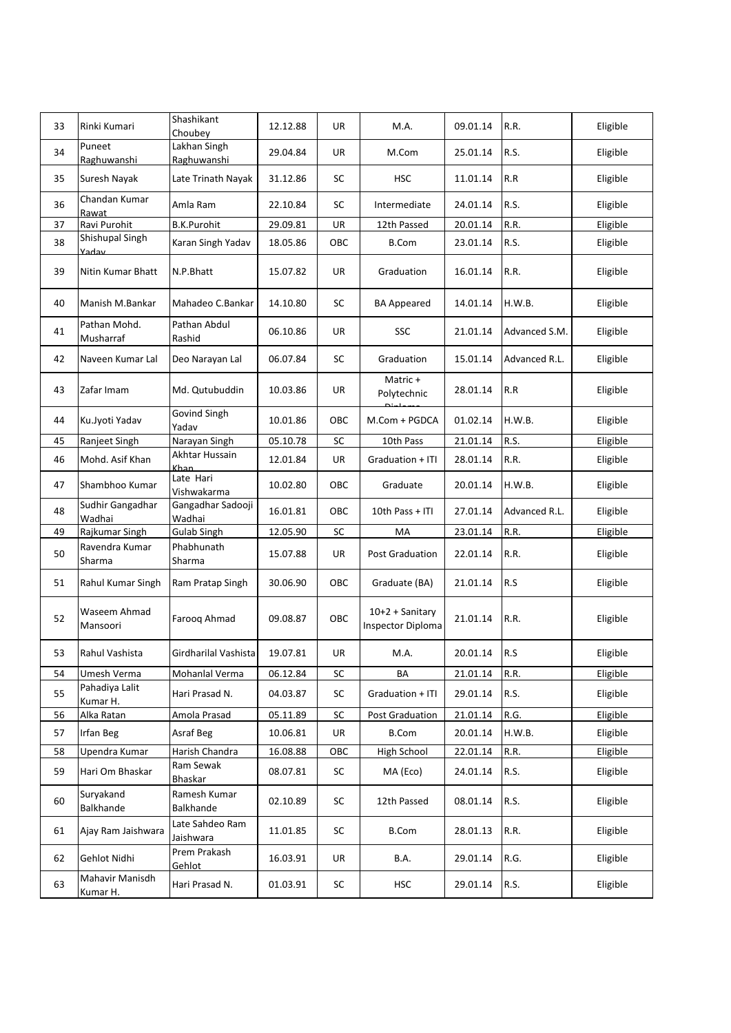| 33 | Rinki Kumari | Shashikant Choubey | 12.12.88 | UR | M.A. | 09.01.14 | R.R. | Eligible |
|---|---|---|---|---|---|---|---|---|
| 34 | Puneet Raghuwanshi | Lakhan Singh Raghuwanshi | 29.04.84 | UR | M.Com | 25.01.14 | R.S. | Eligible |
| 35 | Suresh Nayak | Late Trinath Nayak | 31.12.86 | SC | HSC | 11.01.14 | R.R | Eligible |
| 36 | Chandan Kumar Rawat | Amla Ram | 22.10.84 | SC | Intermediate | 24.01.14 | R.S. | Eligible |
| 37 | Ravi Purohit | B.K.Purohit | 29.09.81 | UR | 12th Passed | 20.01.14 | R.R. | Eligible |
| 38 | Shishupal Singh Yadav | Karan Singh Yadav | 18.05.86 | OBC | B.Com | 23.01.14 | R.S. | Eligible |
| 39 | Nitin Kumar Bhatt | N.P.Bhatt | 15.07.82 | UR | Graduation | 16.01.14 | R.R. | Eligible |
| 40 | Manish M.Bankar | Mahadeo C.Bankar | 14.10.80 | SC | BA Appeared | 14.01.14 | H.W.B. | Eligible |
| 41 | Pathan Mohd. Musharraf | Pathan Abdul Rashid | 06.10.86 | UR | SSC | 21.01.14 | Advanced S.M. | Eligible |
| 42 | Naveen Kumar Lal | Deo Narayan Lal | 06.07.84 | SC | Graduation | 15.01.14 | Advanced R.L. | Eligible |
| 43 | Zafar Imam | Md. Qutubuddin | 10.03.86 | UR | Matric + Polytechnic Diploma | 28.01.14 | R.R | Eligible |
| 44 | Ku.Jyoti Yadav | Govind Singh Yadav | 10.01.86 | OBC | M.Com + PGDCA | 01.02.14 | H.W.B. | Eligible |
| 45 | Ranjeet Singh | Narayan Singh | 05.10.78 | SC | 10th Pass | 21.01.14 | R.S. | Eligible |
| 46 | Mohd. Asif Khan | Akhtar Hussain Khan | 12.01.84 | UR | Graduation + ITI | 28.01.14 | R.R. | Eligible |
| 47 | Shambhoo Kumar | Late Hari Vishwakarma | 10.02.80 | OBC | Graduate | 20.01.14 | H.W.B. | Eligible |
| 48 | Sudhir Gangadhar Wadhai | Gangadhar Sadooji Wadhai | 16.01.81 | OBC | 10th Pass + ITI | 27.01.14 | Advanced R.L. | Eligible |
| 49 | Rajkumar Singh | Gulab Singh | 12.05.90 | SC | MA | 23.01.14 | R.R. | Eligible |
| 50 | Ravendra Kumar Sharma | Phabhunath Sharma | 15.07.88 | UR | Post Graduation | 22.01.14 | R.R. | Eligible |
| 51 | Rahul Kumar Singh | Ram Pratap Singh | 30.06.90 | OBC | Graduate (BA) | 21.01.14 | R.S | Eligible |
| 52 | Waseem Ahmad Mansoori | Farooq Ahmad | 09.08.87 | OBC | 10+2 + Sanitary Inspector Diploma | 21.01.14 | R.R. | Eligible |
| 53 | Rahul Vashista | Girdharilal Vashista | 19.07.81 | UR | M.A. | 20.01.14 | R.S | Eligible |
| 54 | Umesh Verma | Mohanlal Verma | 06.12.84 | SC | BA | 21.01.14 | R.R. | Eligible |
| 55 | Pahadiya Lalit Kumar H. | Hari Prasad N. | 04.03.87 | SC | Graduation + ITI | 29.01.14 | R.S. | Eligible |
| 56 | Alka Ratan | Amola Prasad | 05.11.89 | SC | Post Graduation | 21.01.14 | R.G. | Eligible |
| 57 | Irfan Beg | Asraf Beg | 10.06.81 | UR | B.Com | 20.01.14 | H.W.B. | Eligible |
| 58 | Upendra Kumar | Harish Chandra | 16.08.88 | OBC | High School | 22.01.14 | R.R. | Eligible |
| 59 | Hari Om Bhaskar | Ram Sewak Bhaskar | 08.07.81 | SC | MA (Eco) | 24.01.14 | R.S. | Eligible |
| 60 | Suryakand Balkhande | Ramesh Kumar Balkhande | 02.10.89 | SC | 12th Passed | 08.01.14 | R.S. | Eligible |
| 61 | Ajay Ram Jaishwara | Late Sahdeo Ram Jaishwara | 11.01.85 | SC | B.Com | 28.01.13 | R.R. | Eligible |
| 62 | Gehlot Nidhi | Prem Prakash Gehlot | 16.03.91 | UR | B.A. | 29.01.14 | R.G. | Eligible |
| 63 | Mahavir Manisdh Kumar H. | Hari Prasad N. | 01.03.91 | SC | HSC | 29.01.14 | R.S. | Eligible |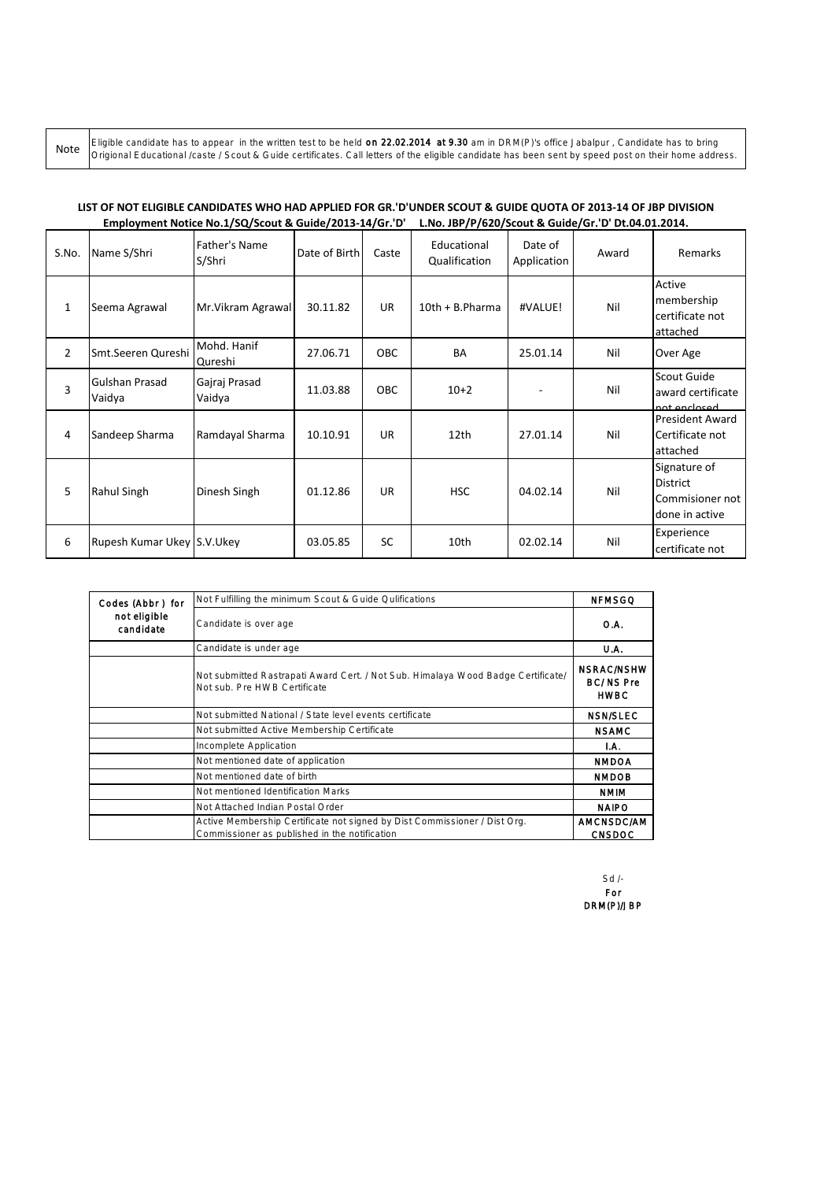| Note | Eligible candidate has to appear in the written test to be held **on 22.02.2014 at 9.30** am in DRM(P)'s office Jabalpur, Candidate has to bring Origional Educational /caste / Scout & Guide certificates. Call letters of the eligible candidate has been sent by speed post on their home address. |
|---|---|

**LIST OF NOT ELIGIBLE CANDIDATES WHO HAD APPLIED FOR GR.'D'UNDER SCOUT & GUIDE QUOTA OF 2013-14 OF JBP DIVISION**
**Employment Notice No.1/SQ/Scout & Guide/2013-14/Gr.'D' L.No. JBP/P/620/Scout & Guide/Gr.'D' Dt.04.01.2014.**

| S.No. | Name S/Shri | Father's Name S/Shri | Date of Birth | Caste | Educational Qualification | Date of Application | Award | Remarks |
|---|---|---|---|---|---|---|---|---|
| 1 | Seema Agrawal | Mr.Vikram Agrawal | 30.11.82 | UR | 10th + B.Pharma | #VALUE! | Nil | Active membership certificate not attached |
| 2 | Smt.Seeren Qureshi | Mohd. Hanif Qureshi | 27.06.71 | OBC | BA | 25.01.14 | Nil | Over Age |
| 3 | Gulshan Prasad Vaidya | Gajraj Prasad Vaidya | 11.03.88 | OBC | 10+2 | - | Nil | Scout Guide award certificate not enclosed |
| 4 | Sandeep Sharma | Ramdayal Sharma | 10.10.91 | UR | 12th | 27.01.14 | Nil | President Award Certificate not attached |
| 5 | Rahul Singh | Dinesh Singh | 01.12.86 | UR | HSC | 04.02.14 | Nil | Signature of District Commisioner not done in active |
| 6 | Rupesh Kumar Ukey | S.V.Ukey | 03.05.85 | SC | 10th | 02.02.14 | Nil | Experience certificate not |

| Codes (Abbr) for not eligible candidate | Not Fulfilling the minimum Scout & Guide Qulifications | NFMSGQ |
|---|---|---|
| | Candidate is over age | O.A. |
| | Candidate is under age | U.A. |
| | Not submitted Rastrapati Award Cert. / Not Sub. Himalaya Wood Badge Certificate/ Not sub. Pre HWB Certificate | NSRAC/NSHW BC/NS Pre HWBC |
| | Not submitted National / State level events certificate | NSN/SLEC |
| | Not submitted Active Membership Certificate | NSAMC |
| | Incomplete Application | I.A. |
| | Not mentioned date of application | NMDOA |
| | Not mentioned date of birth | NMDOB |
| | Not mentioned Identification Marks | NMIM |
| | Not Attached Indian Postal Order | NAIPO |
| | Active Membership Certificate not signed by Dist Commissioner / Dist Org. Commissioner as published in the notification | AMCNSDC/AM CNSDOC |

Sd/-
For
DRM(P)/JBP